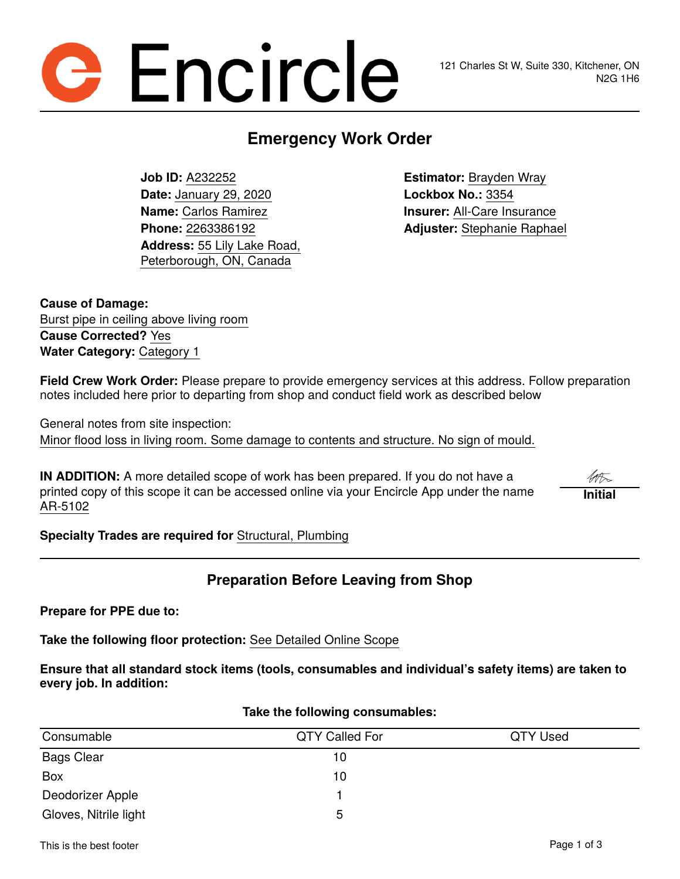Encircle

121 Charles St W, Suite 330, Kitchener, ON N2G 1H6

# Emergency Work Order

**Job ID:** A232252
**Date:** January 29, 2020
**Name:** Carlos Ramirez
**Phone:** 2263386192
**Address:** 55 Lily Lake Road, Peterborough, ON, Canada

**Estimator:** Brayden Wray
**Lockbox No.:** 3354
**Insurer:** All-Care Insurance
**Adjuster:** Stephanie Raphael

**Cause of Damage:**
Burst pipe in ceiling above living room
**Cause Corrected?** Yes
**Water Category:** Category 1

**Field Crew Work Order:** Please prepare to provide emergency services at this address. Follow preparation notes included here prior to departing from shop and conduct field work as described below

General notes from site inspection:
Minor flood loss in living room. Some damage to contents and structure. No sign of mould.

**IN ADDITION:** A more detailed scope of work has been prepared. If you do not have a printed copy of this scope it can be accessed online via your Encircle App under the name AR-5102

**Initial**

**Specialty Trades are required for** Structural, Plumbing

## Preparation Before Leaving from Shop

**Prepare for PPE due to:**

**Take the following floor protection:** See Detailed Online Scope

**Ensure that all standard stock items (tools, consumables and individual's safety items) are taken to every job. In addition:**

**Take the following consumables:**

| Consumable | QTY Called For | QTY Used |
|---|---|---|
| Bags Clear | 10 | |
| Box | 10 | |
| Deodorizer Apple | 1 | |
| Gloves, Nitrile light | 5 | |

This is the best footer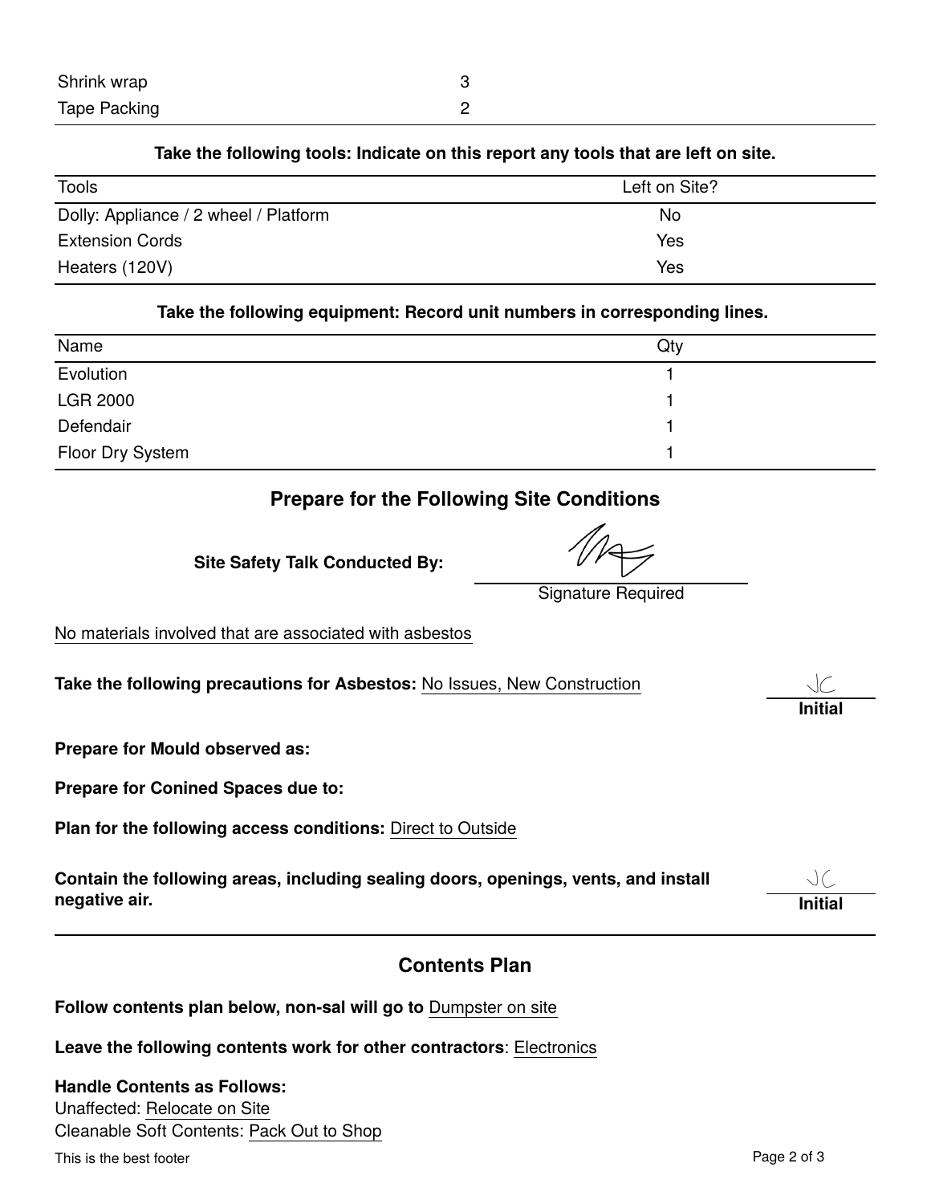| | |
|---|---|
| Shrink wrap | 3 |
| Tape Packing | 2 |

**Take the following tools: Indicate on this report any tools that are left on site.**

| Tools | Left on Site? |
|---|---|
| Dolly: Appliance / 2 wheel / Platform | No |
| Extension Cords | Yes |
| Heaters (120V) | Yes |

**Take the following equipment: Record unit numbers in corresponding lines.**

| Name | Qty |
|---|---|
| Evolution | 1 |
| LGR 2000 | 1 |
| Defendair | 1 |
| Floor Dry System | 1 |

## Prepare for the Following Site Conditions

**Site Safety Talk Conducted By:** ____________
Signature Required

No materials involved that are associated with asbestos

**Take the following precautions for Asbestos:** No Issues, New Construction

JC
**Initial**

**Prepare for Mould observed as:**

**Prepare for Conined Spaces due to:**

**Plan for the following access conditions:** Direct to Outside

**Contain the following areas, including sealing doors, openings, vents, and install negative air.**

JC
**Initial**

## Contents Plan

**Follow contents plan below, non-sal will go to** Dumpster on site

**Leave the following contents work for other contractors**: Electronics

**Handle Contents as Follows:**
Unaffected: Relocate on Site
Cleanable Soft Contents: Pack Out to Shop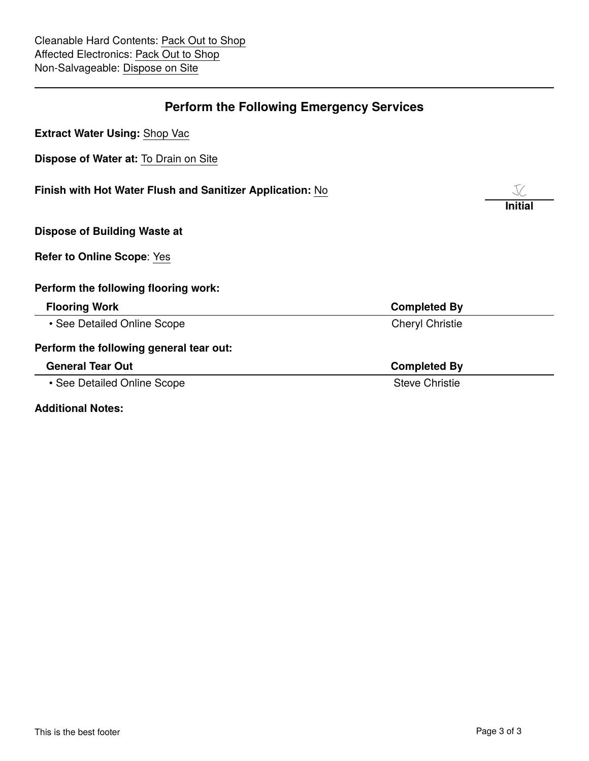Cleanable Hard Contents: Pack Out to Shop
Affected Electronics: Pack Out to Shop
Non-Salvageable: Dispose on Site

---

## Perform the Following Emergency Services

**Extract Water Using:** Shop Vac

**Dispose of Water at:** To Drain on Site

**Finish with Hot Water Flush and Sanitizer Application:** No

JC
**Initial**

**Dispose of Building Waste at**

**Refer to Online Scope**: Yes

**Perform the following flooring work:**

| Flooring Work | Completed By |
|---|---|
| • See Detailed Online Scope | Cheryl Christie |

**Perform the following general tear out:**

| General Tear Out | Completed By |
|---|---|
| • See Detailed Online Scope | Steve Christie |

**Additional Notes:**